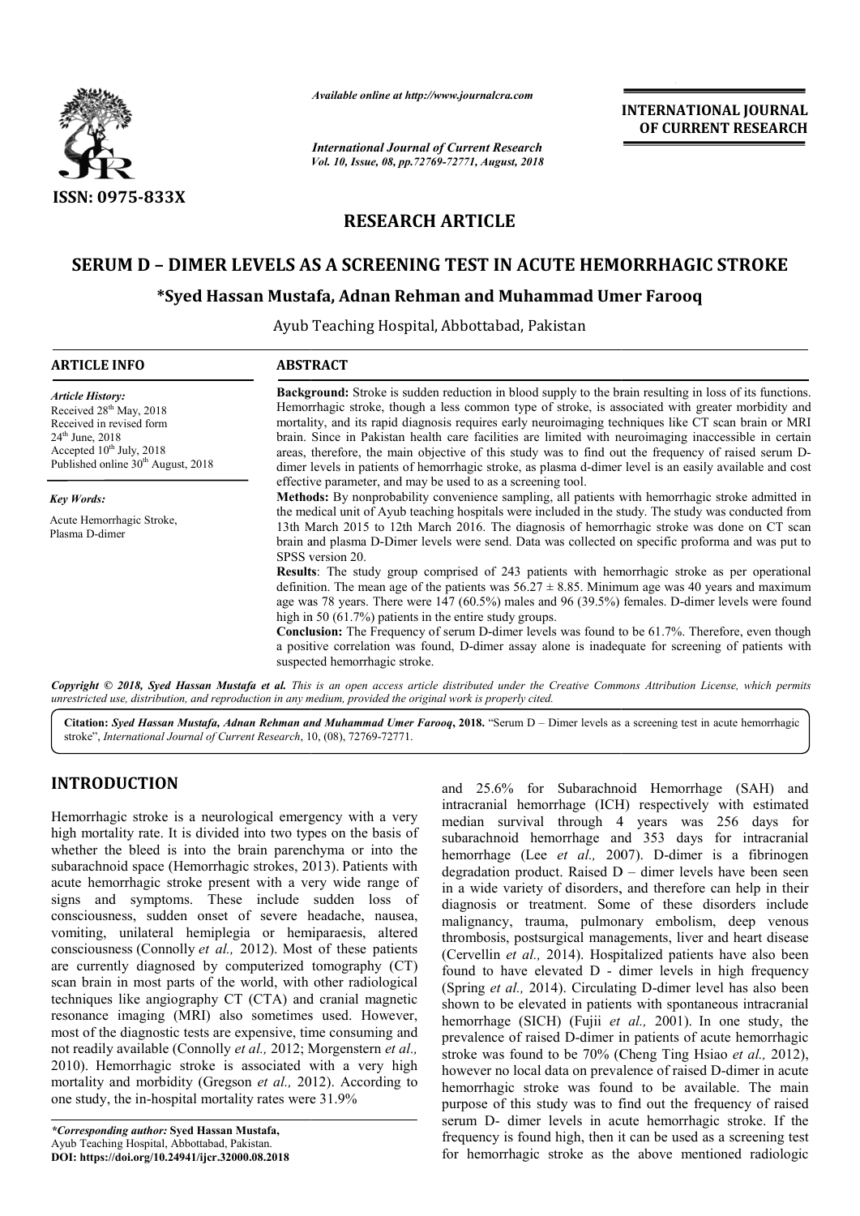**RESEARCH ARTICLE**

# SERUM D – DIMER LEVELS AS A SCREENING TEST IN ACUTE HEMORRHAGIC STROKE

**\*Syed Hassan Mustafa, Adnan Rehman and Muhammad Umer Farooq**

Ayub Teaching Hospital, Abbottabad, Pakistan

## ARTICLE INFO

*Article History:*
Received 28th May, 2018
Received in revised form 24th June, 2018
Accepted 10th July, 2018
Published online 30th August, 2018

*Key Words:*
Acute Hemorrhagic Stroke,
Plasma D-dimer

## ABSTRACT

**Background:** Stroke is sudden reduction in blood supply to the brain resulting in loss of its functions. Hemorrhagic stroke, though a less common type of stroke, is associated with greater morbidity and mortality, and its rapid diagnosis requires early neuroimaging techniques like CT scan brain or MRI brain. Since in Pakistan health care facilities are limited with neuroimaging inaccessible in certain areas, therefore, the main objective of this study was to find out the frequency of raised serum D-dimer levels in patients of hemorrhagic stroke, as plasma d-dimer level is an easily available and cost effective parameter, and may be used to as a screening tool.

**Methods:** By nonprobability convenience sampling, all patients with hemorrhagic stroke admitted in the medical unit of Ayub teaching hospitals were included in the study. The study was conducted from 13th March 2015 to 12th March 2016. The diagnosis of hemorrhagic stroke was done on CT scan brain and plasma D-Dimer levels were send. Data was collected on specific proforma and was put to SPSS version 20.

**Results**: The study group comprised of 243 patients with hemorrhagic stroke as per operational definition. The mean age of the patients was $56.27 \pm 8.85$. Minimum age was 40 years and maximum age was 78 years. There were 147 (60.5%) males and 96 (39.5%) females. D-dimer levels were found high in 50 (61.7%) patients in the entire study groups.

**Conclusion:** The Frequency of serum D-dimer levels was found to be 61.7%. Therefore, even though a positive correlation was found, D-dimer assay alone is inadequate for screening of patients with suspected hemorrhagic stroke.

*Copyright © 2018, Syed Hassan Mustafa et al. This is an open access article distributed under the Creative Commons Attribution License, which permits unrestricted use, distribution, and reproduction in any medium, provided the original work is properly cited.*

**Citation:** *Syed Hassan Mustafa, Adnan Rehman and Muhammad Umer Farooq*, **2018.** "Serum D – Dimer levels as a screening test in acute hemorrhagic stroke", *International Journal of Current Research*, 10, (08), 72769-72771.

## INTRODUCTION

Hemorrhagic stroke is a neurological emergency with a very high mortality rate. It is divided into two types on the basis of whether the bleed is into the brain parenchyma or into the subarachnoid space (Hemorrhagic strokes, 2013). Patients with acute hemorrhagic stroke present with a very wide range of signs and symptoms. These include sudden loss of consciousness, sudden onset of severe headache, nausea, vomiting, unilateral hemiplegia or hemiparaesis, altered consciousness (Connolly *et al.,* 2012). Most of these patients are currently diagnosed by computerized tomography (CT) scan brain in most parts of the world, with other radiological techniques like angiography CT (CTA) and cranial magnetic resonance imaging (MRI) also sometimes used. However, most of the diagnostic tests are expensive, time consuming and not readily available (Connolly *et al.,* 2012; Morgenstern *et al.,* 2010). Hemorrhagic stroke is associated with a very high mortality and morbidity (Gregson *et al.,* 2012). According to one study, the in-hospital mortality rates were 31.9% and 25.6% for Subarachnoid Hemorrhage (SAH) and intracranial hemorrhage (ICH) respectively with estimated median survival through 4 years was 256 days for subarachnoid hemorrhage and 353 days for intracranial hemorrhage (Lee *et al.,* 2007). D-dimer is a fibrinogen degradation product. Raised D – dimer levels have been seen in a wide variety of disorders, and therefore can help in their diagnosis or treatment. Some of these disorders include malignancy, trauma, pulmonary embolism, deep venous thrombosis, postsurgical managements, liver and heart disease (Cervellin *et al.,* 2014). Hospitalized patients have also been found to have elevated D - dimer levels in high frequency (Spring *et al.,* 2014). Circulating D-dimer level has also been shown to be elevated in patients with spontaneous intracranial hemorrhage (SICH) (Fujii *et al.,* 2001). In one study, the prevalence of raised D-dimer in patients of acute hemorrhagic stroke was found to be 70% (Cheng Ting Hsiao *et al.,* 2012), however no local data on prevalence of raised D-dimer in acute hemorrhagic stroke was found to be available. The main purpose of this study was to find out the frequency of raised serum D- dimer levels in acute hemorrhagic stroke. If the frequency is found high, then it can be used as a screening test for hemorrhagic stroke as the above mentioned radiologic

*\*Corresponding author:* **Syed Hassan Mustafa,**
Ayub Teaching Hospital, Abbottabad, Pakistan.
**DOI: https://doi.org/10.24941/ijcr.32000.08.2018**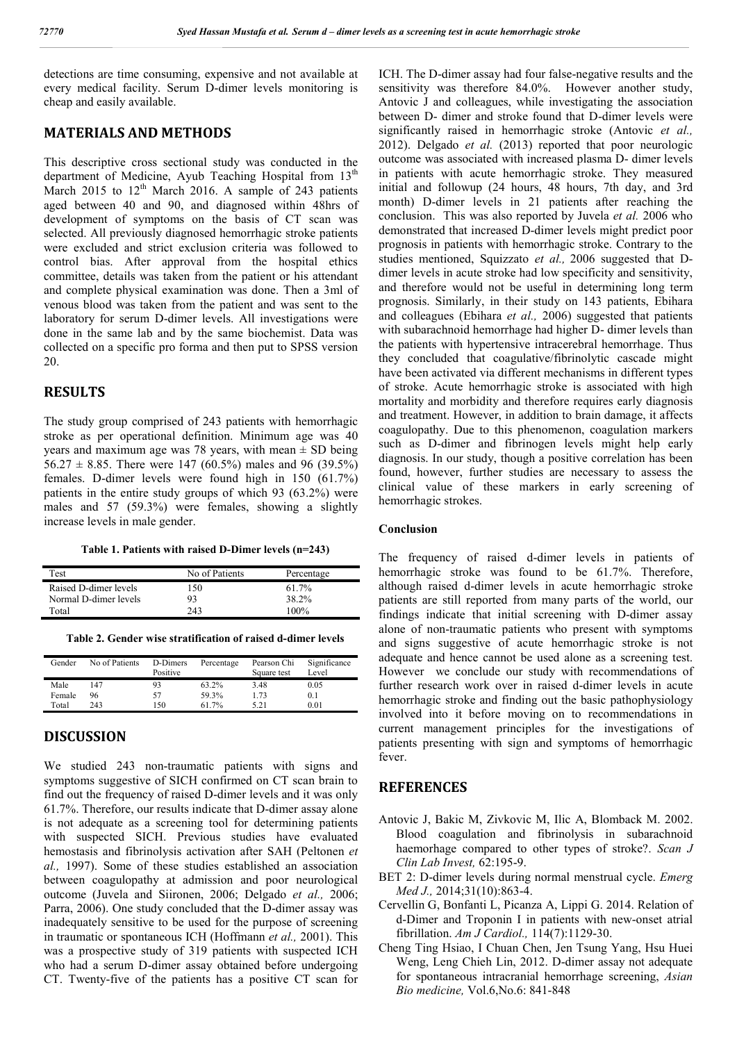detections are time consuming, expensive and not available at every medical facility. Serum D-dimer levels monitoring is cheap and easily available.

## MATERIALS AND METHODS

This descriptive cross sectional study was conducted in the department of Medicine, Ayub Teaching Hospital from 13th March 2015 to 12th March 2016. A sample of 243 patients aged between 40 and 90, and diagnosed within 48hrs of development of symptoms on the basis of CT scan was selected. All previously diagnosed hemorrhagic stroke patients were excluded and strict exclusion criteria was followed to control bias. After approval from the hospital ethics committee, details was taken from the patient or his attendant and complete physical examination was done. Then a 3ml of venous blood was taken from the patient and was sent to the laboratory for serum D-dimer levels. All investigations were done in the same lab and by the same biochemist. Data was collected on a specific pro forma and then put to SPSS version 20.

## RESULTS

The study group comprised of 243 patients with hemorrhagic stroke as per operational definition. Minimum age was 40 years and maximum age was 78 years, with mean ± SD being 56.27 ± 8.85. There were 147 (60.5%) males and 96 (39.5%) females. D-dimer levels were found high in 150 (61.7%) patients in the entire study groups of which 93 (63.2%) were males and 57 (59.3%) were females, showing a slightly increase levels in male gender.

**Table 1. Patients with raised D-Dimer levels (n=243)**

| Test | No of Patients | Percentage |
|---|---|---|
| Raised D-dimer levels | 150 | 61.7% |
| Normal D-dimer levels | 93 | 38.2% |
| Total | 243 | 100% |

**Table 2. Gender wise stratification of raised d-dimer levels**

| Gender | No of Patients | D-Dimers Positive | Percentage | Pearson Chi Square test | Significance Level |
|---|---|---|---|---|---|
| Male | 147 | 93 | 63.2% | 3.48 | 0.05 |
| Female | 96 | 57 | 59.3% | 1.73 | 0.1 |
| Total | 243 | 150 | 61.7% | 5.21 | 0.01 |

## DISCUSSION

We studied 243 non-traumatic patients with signs and symptoms suggestive of SICH confirmed on CT scan brain to find out the frequency of raised D-dimer levels and it was only 61.7%. Therefore, our results indicate that D-dimer assay alone is not adequate as a screening tool for determining patients with suspected SICH. Previous studies have evaluated hemostasis and fibrinolysis activation after SAH (Peltonen *et al.,* 1997). Some of these studies established an association between coagulopathy at admission and poor neurological outcome (Juvela and Siironen, 2006; Delgado *et al.,* 2006; Parra, 2006). One study concluded that the D-dimer assay was inadequately sensitive to be used for the purpose of screening in traumatic or spontaneous ICH (Hoffmann *et al.,* 2001). This was a prospective study of 319 patients with suspected ICH who had a serum D-dimer assay obtained before undergoing CT. Twenty-five of the patients has a positive CT scan for ICH. The D-dimer assay had four false-negative results and the sensitivity was therefore 84.0%. However another study, Antovic J and colleagues, while investigating the association between D- dimer and stroke found that D-dimer levels were significantly raised in hemorrhagic stroke (Antovic *et al.,* 2012). Delgado *et al.* (2013) reported that poor neurologic outcome was associated with increased plasma D- dimer levels in patients with acute hemorrhagic stroke. They measured initial and followup (24 hours, 48 hours, 7th day, and 3rd month) D-dimer levels in 21 patients after reaching the conclusion. This was also reported by Juvela *et al.* 2006 who demonstrated that increased D-dimer levels might predict poor prognosis in patients with hemorrhagic stroke. Contrary to the studies mentioned, Squizzato *et al.,* 2006 suggested that D-dimer levels in acute stroke had low specificity and sensitivity, and therefore would not be useful in determining long term prognosis. Similarly, in their study on 143 patients, Ebihara and colleagues (Ebihara *et al.,* 2006) suggested that patients with subarachnoid hemorrhage had higher D- dimer levels than the patients with hypertensive intracerebral hemorrhage. Thus they concluded that coagulative/fibrinolytic cascade might have been activated via different mechanisms in different types of stroke. Acute hemorrhagic stroke is associated with high mortality and morbidity and therefore requires early diagnosis and treatment. However, in addition to brain damage, it affects coagulopathy. Due to this phenomenon, coagulation markers such as D-dimer and fibrinogen levels might help early diagnosis. In our study, though a positive correlation has been found, however, further studies are necessary to assess the clinical value of these markers in early screening of hemorrhagic strokes.

### Conclusion

The frequency of raised d-dimer levels in patients of hemorrhagic stroke was found to be 61.7%. Therefore, although raised d-dimer levels in acute hemorrhagic stroke patients are still reported from many parts of the world, our findings indicate that initial screening with D-dimer assay alone of non-traumatic patients who present with symptoms and signs suggestive of acute hemorrhagic stroke is not adequate and hence cannot be used alone as a screening test. However we conclude our study with recommendations of further research work over in raised d-dimer levels in acute hemorrhagic stroke and finding out the basic pathophysiology involved into it before moving on to recommendations in current management principles for the investigations of patients presenting with sign and symptoms of hemorrhagic fever.

## REFERENCES

- Antovic J, Bakic M, Zivkovic M, Ilic A, Blomback M. 2002. Blood coagulation and fibrinolysis in subarachnoid haemorhage compared to other types of stroke?. *Scan J Clin Lab Invest,* 62:195-9.
- BET 2: D-dimer levels during normal menstrual cycle. *Emerg Med J.,* 2014;31(10):863-4.
- Cervellin G, Bonfanti L, Picanza A, Lippi G. 2014. Relation of d-Dimer and Troponin I in patients with new-onset atrial fibrillation. *Am J Cardiol.,* 114(7):1129-30.
- Cheng Ting Hsiao, I Chuan Chen, Jen Tsung Yang, Hsu Huei Weng, Leng Chieh Lin, 2012. D-dimer assay not adequate for spontaneous intracranial hemorrhage screening, *Asian Bio medicine,* Vol.6,No.6: 841-848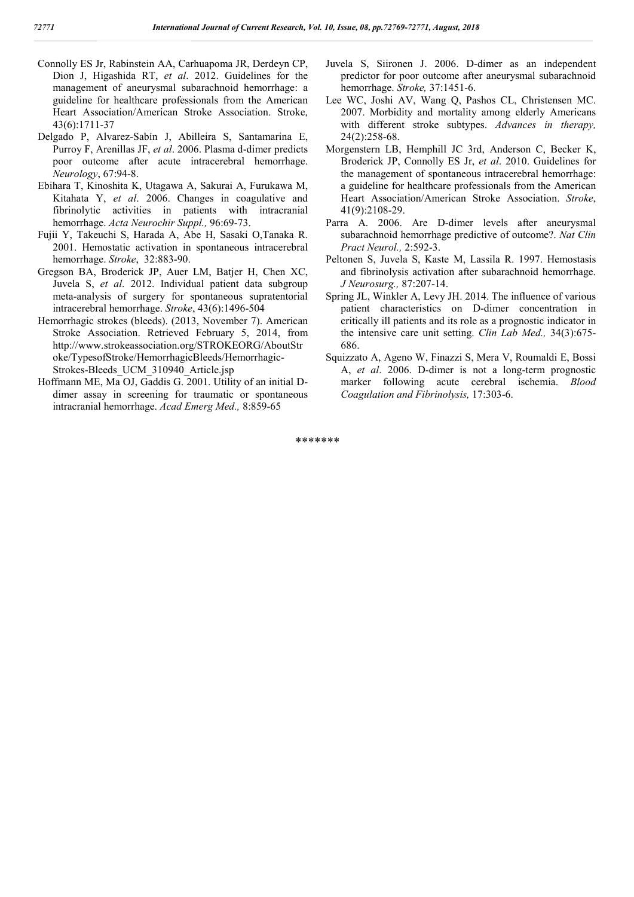Connolly ES Jr, Rabinstein AA, Carhuapoma JR, Derdeyn CP, Dion J, Higashida RT, *et al*. 2012. Guidelines for the management of aneurysmal subarachnoid hemorrhage: a guideline for healthcare professionals from the American Heart Association/American Stroke Association. Stroke, 43(6):1711-37

Delgado P, Alvarez-Sabín J, Abilleira S, Santamarina E, Purroy F, Arenillas JF, *et al*. 2006. Plasma d-dimer predicts poor outcome after acute intracerebral hemorrhage. *Neurology*, 67:94-8.

Ebihara T, Kinoshita K, Utagawa A, Sakurai A, Furukawa M, Kitahata Y, *et al*. 2006. Changes in coagulative and fibrinolytic activities in patients with intracranial hemorrhage. *Acta Neurochir Suppl.,* 96:69-73.

Fujii Y, Takeuchi S, Harada A, Abe H, Sasaki O,Tanaka R. 2001. Hemostatic activation in spontaneous intracerebral hemorrhage. *Stroke*, 32:883-90.

Gregson BA, Broderick JP, Auer LM, Batjer H, Chen XC, Juvela S, *et al*. 2012. Individual patient data subgroup meta-analysis of surgery for spontaneous supratentorial intracerebral hemorrhage. *Stroke*, 43(6):1496-504

Hemorrhagic strokes (bleeds). (2013, November 7). American Stroke Association. Retrieved February 5, 2014, from http://www.strokeassociation.org/STROKEORG/AboutStroke/TypesofStroke/HemorrhagicBleeds/Hemorrhagic-Strokes-Bleeds_UCM_310940_Article.jsp

Hoffmann ME, Ma OJ, Gaddis G. 2001. Utility of an initial D-dimer assay in screening for traumatic or spontaneous intracranial hemorrhage. *Acad Emerg Med.,* 8:859-65

Juvela S, Siironen J. 2006. D-dimer as an independent predictor for poor outcome after aneurysmal subarachnoid hemorrhage. *Stroke,* 37:1451-6.

Lee WC, Joshi AV, Wang Q, Pashos CL, Christensen MC. 2007. Morbidity and mortality among elderly Americans with different stroke subtypes. *Advances in therapy,* 24(2):258-68.

Morgenstern LB, Hemphill JC 3rd, Anderson C, Becker K, Broderick JP, Connolly ES Jr, *et al*. 2010. Guidelines for the management of spontaneous intracerebral hemorrhage: a guideline for healthcare professionals from the American Heart Association/American Stroke Association. *Stroke*, 41(9):2108-29.

Parra A. 2006. Are D-dimer levels after aneurysmal subarachnoid hemorrhage predictive of outcome?. *Nat Clin Pract Neurol.,* 2:592-3.

Peltonen S, Juvela S, Kaste M, Lassila R. 1997. Hemostasis and fibrinolysis activation after subarachnoid hemorrhage. *J Neurosurg.,* 87:207-14.

Spring JL, Winkler A, Levy JH. 2014. The influence of various patient characteristics on D-dimer concentration in critically ill patients and its role as a prognostic indicator in the intensive care unit setting. *Clin Lab Med.,* 34(3):675-686.

Squizzato A, Ageno W, Finazzi S, Mera V, Roumaldi E, Bossi A, *et al*. 2006. D-dimer is not a long-term prognostic marker following acute cerebral ischemia. *Blood Coagulation and Fibrinolysis,* 17:303-6.

*******